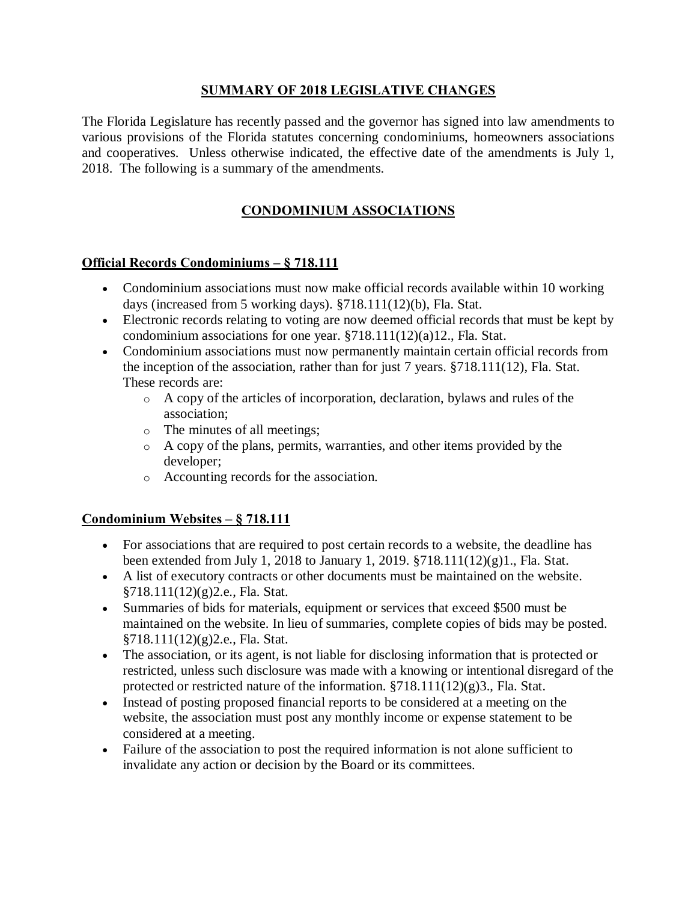# SUMMARY OF 2018 LEGISLATIVE CHANGES

The Florida Legislature has recently passed and the governor has signed into law amendments to various provisions of the Florida statutes concerning condominiums, homeowners associations and cooperatives. Unless otherwise indicated, the effective date of the amendments is July 1, 2018. The following is a summary of the amendments.

## CONDOMINIUM ASSOCIATIONS

### Official Records Condominiums – § 718.111

- Condominium associations must now make official records available within 10 working days (increased from 5 working days). §718.111(12)(b), Fla. Stat.
- Electronic records relating to voting are now deemed official records that must be kept by condominium associations for one year. §718.111(12)(a)12., Fla. Stat.
- Condominium associations must now permanently maintain certain official records from the inception of the association, rather than for just 7 years. §718.111(12), Fla. Stat. These records are:
  - A copy of the articles of incorporation, declaration, bylaws and rules of the association;
  - The minutes of all meetings;
  - A copy of the plans, permits, warranties, and other items provided by the developer;
  - Accounting records for the association.

### Condominium Websites – § 718.111

- For associations that are required to post certain records to a website, the deadline has been extended from July 1, 2018 to January 1, 2019. §718.111(12)(g)1., Fla. Stat.
- A list of executory contracts or other documents must be maintained on the website. §718.111(12)(g)2.e., Fla. Stat.
- Summaries of bids for materials, equipment or services that exceed $500 must be maintained on the website. In lieu of summaries, complete copies of bids may be posted. §718.111(12)(g)2.e., Fla. Stat.
- The association, or its agent, is not liable for disclosing information that is protected or restricted, unless such disclosure was made with a knowing or intentional disregard of the protected or restricted nature of the information. §718.111(12)(g)3., Fla. Stat.
- Instead of posting proposed financial reports to be considered at a meeting on the website, the association must post any monthly income or expense statement to be considered at a meeting.
- Failure of the association to post the required information is not alone sufficient to invalidate any action or decision by the Board or its committees.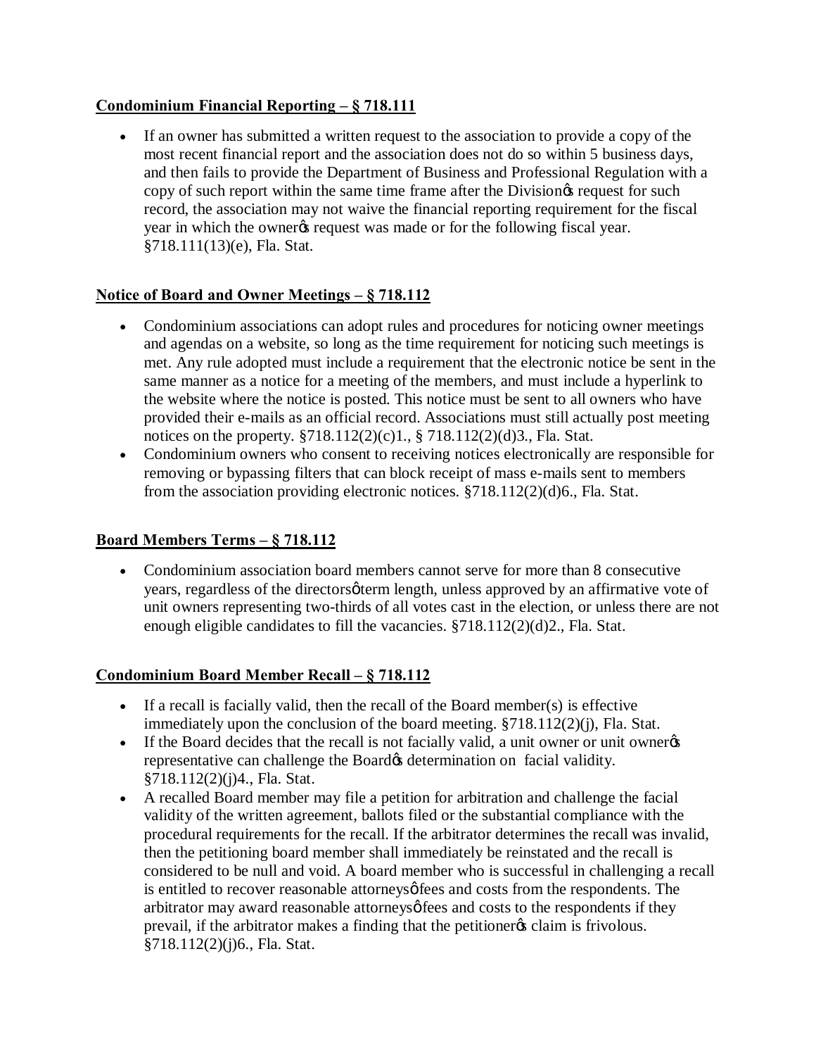**Condominium Financial Reporting – § 718.111**

- If an owner has submitted a written request to the association to provide a copy of the most recent financial report and the association does not do so within 5 business days, and then fails to provide the Department of Business and Professional Regulation with a copy of such report within the same time frame after the Division's request for such record, the association may not waive the financial reporting requirement for the fiscal year in which the owner's request was made or for the following fiscal year. §718.111(13)(e), Fla. Stat.

**Notice of Board and Owner Meetings – § 718.112**

- Condominium associations can adopt rules and procedures for noticing owner meetings and agendas on a website, so long as the time requirement for noticing such meetings is met. Any rule adopted must include a requirement that the electronic notice be sent in the same manner as a notice for a meeting of the members, and must include a hyperlink to the website where the notice is posted. This notice must be sent to all owners who have provided their e-mails as an official record. Associations must still actually post meeting notices on the property. §718.112(2)(c)1., § 718.112(2)(d)3., Fla. Stat.
- Condominium owners who consent to receiving notices electronically are responsible for removing or bypassing filters that can block receipt of mass e-mails sent to members from the association providing electronic notices. §718.112(2)(d)6., Fla. Stat.

**Board Members Terms – § 718.112**

- Condominium association board members cannot serve for more than 8 consecutive years, regardless of the directors' term length, unless approved by an affirmative vote of unit owners representing two-thirds of all votes cast in the election, or unless there are not enough eligible candidates to fill the vacancies. §718.112(2)(d)2., Fla. Stat.

**Condominium Board Member Recall – § 718.112**

- If a recall is facially valid, then the recall of the Board member(s) is effective immediately upon the conclusion of the board meeting. §718.112(2)(j), Fla. Stat.
- If the Board decides that the recall is not facially valid, a unit owner or unit owner's representative can challenge the Board's determination on facial validity. §718.112(2)(j)4., Fla. Stat.
- A recalled Board member may file a petition for arbitration and challenge the facial validity of the written agreement, ballots filed or the substantial compliance with the procedural requirements for the recall. If the arbitrator determines the recall was invalid, then the petitioning board member shall immediately be reinstated and the recall is considered to be null and void. A board member who is successful in challenging a recall is entitled to recover reasonable attorneys' fees and costs from the respondents. The arbitrator may award reasonable attorneys' fees and costs to the respondents if they prevail, if the arbitrator makes a finding that the petitioner's claim is frivolous. §718.112(2)(j)6., Fla. Stat.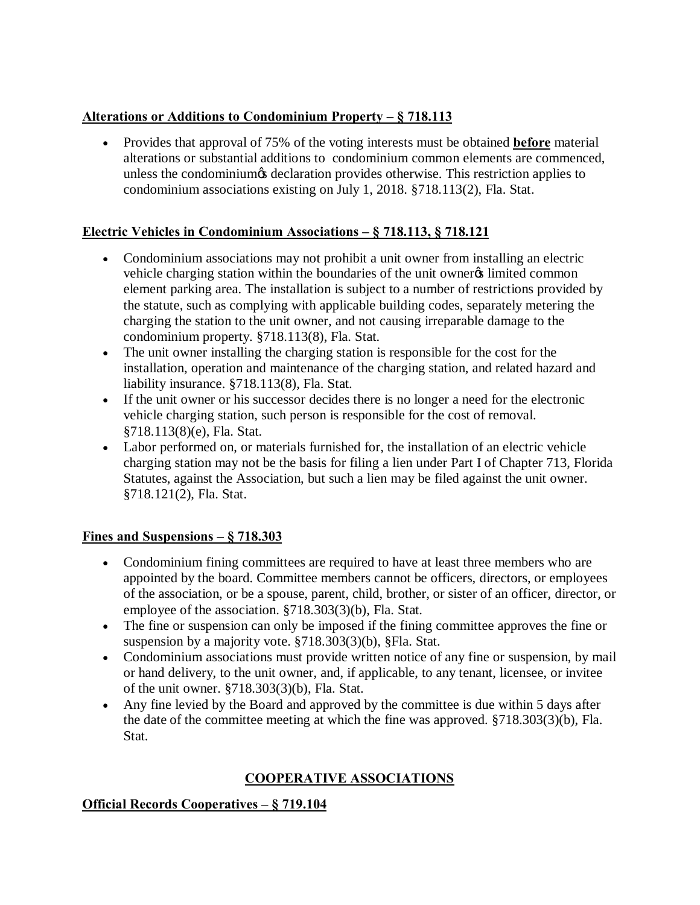**Alterations or Additions to Condominium Property – § 718.113**

- Provides that approval of 75% of the voting interests must be obtained **before** material alterations or substantial additions to condominium common elements are commenced, unless the condominium's declaration provides otherwise. This restriction applies to condominium associations existing on July 1, 2018. §718.113(2), Fla. Stat.

**Electric Vehicles in Condominium Associations – § 718.113, § 718.121**

- Condominium associations may not prohibit a unit owner from installing an electric vehicle charging station within the boundaries of the unit owner's limited common element parking area. The installation is subject to a number of restrictions provided by the statute, such as complying with applicable building codes, separately metering the charging the station to the unit owner, and not causing irreparable damage to the condominium property. §718.113(8), Fla. Stat.
- The unit owner installing the charging station is responsible for the cost for the installation, operation and maintenance of the charging station, and related hazard and liability insurance. §718.113(8), Fla. Stat.
- If the unit owner or his successor decides there is no longer a need for the electronic vehicle charging station, such person is responsible for the cost of removal. §718.113(8)(e), Fla. Stat.
- Labor performed on, or materials furnished for, the installation of an electric vehicle charging station may not be the basis for filing a lien under Part I of Chapter 713, Florida Statutes, against the Association, but such a lien may be filed against the unit owner. §718.121(2), Fla. Stat.

**Fines and Suspensions – § 718.303**

- Condominium fining committees are required to have at least three members who are appointed by the board. Committee members cannot be officers, directors, or employees of the association, or be a spouse, parent, child, brother, or sister of an officer, director, or employee of the association. §718.303(3)(b), Fla. Stat.
- The fine or suspension can only be imposed if the fining committee approves the fine or suspension by a majority vote. §718.303(3)(b), §Fla. Stat.
- Condominium associations must provide written notice of any fine or suspension, by mail or hand delivery, to the unit owner, and, if applicable, to any tenant, licensee, or invitee of the unit owner. §718.303(3)(b), Fla. Stat.
- Any fine levied by the Board and approved by the committee is due within 5 days after the date of the committee meeting at which the fine was approved. §718.303(3)(b), Fla. Stat.

## COOPERATIVE ASSOCIATIONS

**Official Records Cooperatives – § 719.104**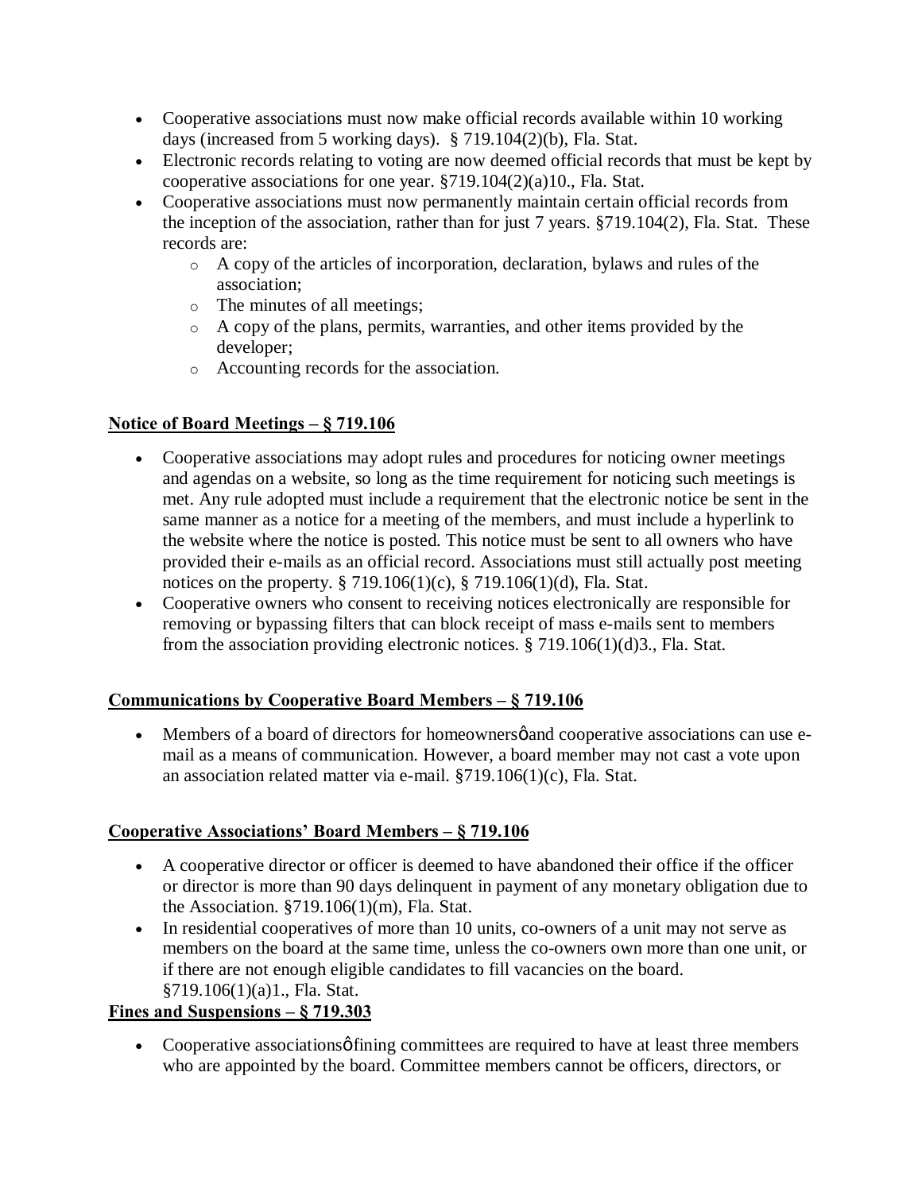- Cooperative associations must now make official records available within 10 working days (increased from 5 working days). § 719.104(2)(b), Fla. Stat.
- Electronic records relating to voting are now deemed official records that must be kept by cooperative associations for one year. §719.104(2)(a)10., Fla. Stat.
- Cooperative associations must now permanently maintain certain official records from the inception of the association, rather than for just 7 years. §719.104(2), Fla. Stat. These records are:
  - A copy of the articles of incorporation, declaration, bylaws and rules of the association;
  - The minutes of all meetings;
  - A copy of the plans, permits, warranties, and other items provided by the developer;
  - Accounting records for the association.

**Notice of Board Meetings – § 719.106**

- Cooperative associations may adopt rules and procedures for noticing owner meetings and agendas on a website, so long as the time requirement for noticing such meetings is met. Any rule adopted must include a requirement that the electronic notice be sent in the same manner as a notice for a meeting of the members, and must include a hyperlink to the website where the notice is posted. This notice must be sent to all owners who have provided their e-mails as an official record. Associations must still actually post meeting notices on the property. § 719.106(1)(c), § 719.106(1)(d), Fla. Stat.
- Cooperative owners who consent to receiving notices electronically are responsible for removing or bypassing filters that can block receipt of mass e-mails sent to members from the association providing electronic notices. § 719.106(1)(d)3., Fla. Stat.

**Communications by Cooperative Board Members – § 719.106**

- Members of a board of directors for homeowners ǿand cooperative associations can use e-mail as a means of communication. However, a board member may not cast a vote upon an association related matter via e-mail. §719.106(1)(c), Fla. Stat.

**Cooperative Associations' Board Members – § 719.106**

- A cooperative director or officer is deemed to have abandoned their office if the officer or director is more than 90 days delinquent in payment of any monetary obligation due to the Association. §719.106(1)(m), Fla. Stat.
- In residential cooperatives of more than 10 units, co-owners of a unit may not serve as members on the board at the same time, unless the co-owners own more than one unit, or if there are not enough eligible candidates to fill vacancies on the board. §719.106(1)(a)1., Fla. Stat.

**Fines and Suspensions – § 719.303**

- Cooperative associationsǿ fining committees are required to have at least three members who are appointed by the board. Committee members cannot be officers, directors, or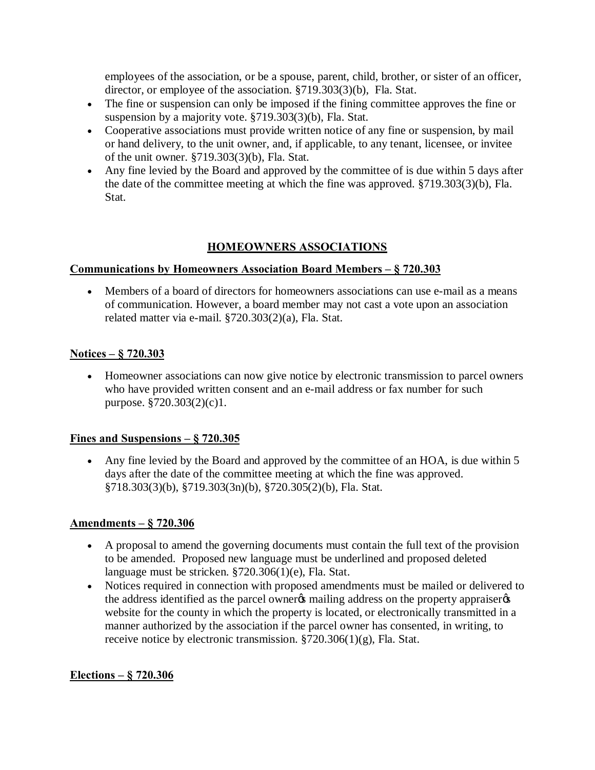employees of the association, or be a spouse, parent, child, brother, or sister of an officer, director, or employee of the association. §719.303(3)(b), Fla. Stat.

- The fine or suspension can only be imposed if the fining committee approves the fine or suspension by a majority vote. §719.303(3)(b), Fla. Stat.
- Cooperative associations must provide written notice of any fine or suspension, by mail or hand delivery, to the unit owner, and, if applicable, to any tenant, licensee, or invitee of the unit owner. §719.303(3)(b), Fla. Stat.
- Any fine levied by the Board and approved by the committee of is due within 5 days after the date of the committee meeting at which the fine was approved. §719.303(3)(b), Fla. Stat.

## HOMEOWNERS ASSOCIATIONS

**Communications by Homeowners Association Board Members – § 720.303**

- Members of a board of directors for homeowners associations can use e-mail as a means of communication. However, a board member may not cast a vote upon an association related matter via e-mail. §720.303(2)(a), Fla. Stat.

**Notices – § 720.303**

- Homeowner associations can now give notice by electronic transmission to parcel owners who have provided written consent and an e-mail address or fax number for such purpose. §720.303(2)(c)1.

**Fines and Suspensions – § 720.305**

- Any fine levied by the Board and approved by the committee of an HOA, is due within 5 days after the date of the committee meeting at which the fine was approved. §718.303(3)(b), §719.303(3n)(b), §720.305(2)(b), Fla. Stat.

**Amendments – § 720.306**

- A proposal to amend the governing documents must contain the full text of the provision to be amended. Proposed new language must be underlined and proposed deleted language must be stricken. §720.306(1)(e), Fla. Stat.
- Notices required in connection with proposed amendments must be mailed or delivered to the address identified as the parcel owner's mailing address on the property appraiser's website for the county in which the property is located, or electronically transmitted in a manner authorized by the association if the parcel owner has consented, in writing, to receive notice by electronic transmission. §720.306(1)(g), Fla. Stat.

**Elections – § 720.306**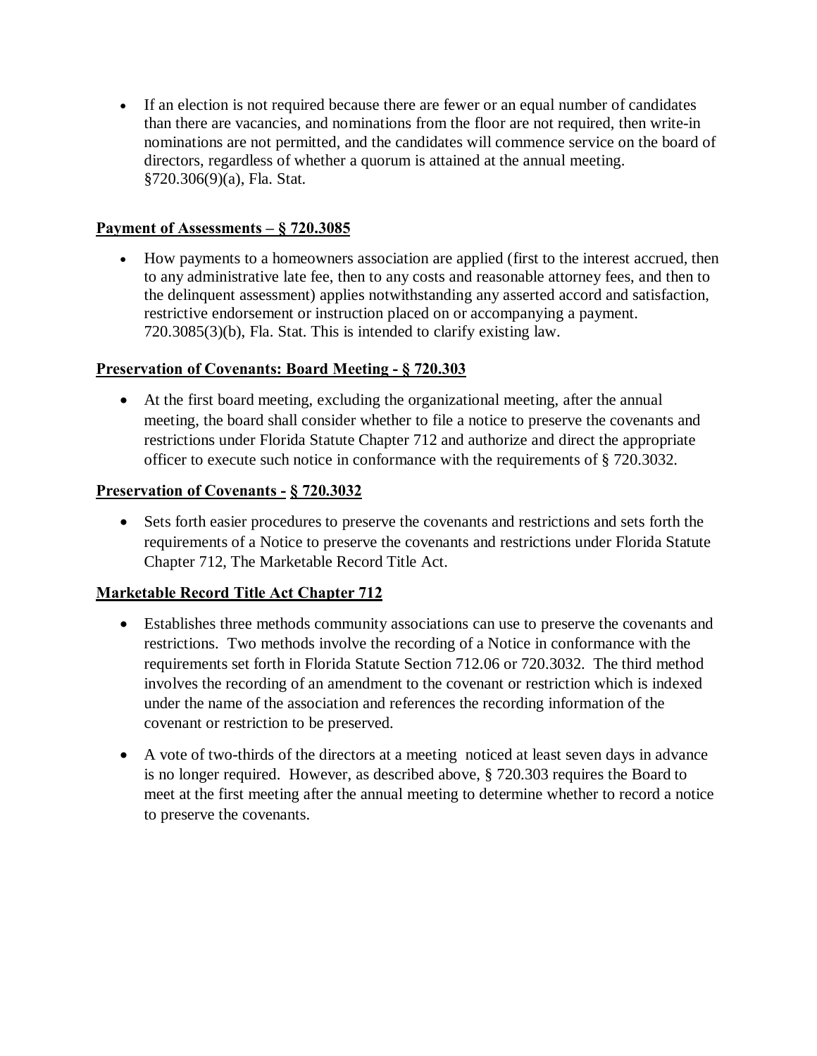- If an election is not required because there are fewer or an equal number of candidates than there are vacancies, and nominations from the floor are not required, then write-in nominations are not permitted, and the candidates will commence service on the board of directors, regardless of whether a quorum is attained at the annual meeting. §720.306(9)(a), Fla. Stat.

**<u>Payment of Assessments – § 720.3085</u>**

- How payments to a homeowners association are applied (first to the interest accrued, then to any administrative late fee, then to any costs and reasonable attorney fees, and then to the delinquent assessment) applies notwithstanding any asserted accord and satisfaction, restrictive endorsement or instruction placed on or accompanying a payment. 720.3085(3)(b), Fla. Stat. This is intended to clarify existing law.

**<u>Preservation of Covenants: Board Meeting - § 720.303</u>**

- At the first board meeting, excluding the organizational meeting, after the annual meeting, the board shall consider whether to file a notice to preserve the covenants and restrictions under Florida Statute Chapter 712 and authorize and direct the appropriate officer to execute such notice in conformance with the requirements of § 720.3032.

**<u>Preservation of Covenants - § 720.3032</u>**

- Sets forth easier procedures to preserve the covenants and restrictions and sets forth the requirements of a Notice to preserve the covenants and restrictions under Florida Statute Chapter 712, The Marketable Record Title Act.

**<u>Marketable Record Title Act Chapter 712</u>**

- Establishes three methods community associations can use to preserve the covenants and restrictions. Two methods involve the recording of a Notice in conformance with the requirements set forth in Florida Statute Section 712.06 or 720.3032. The third method involves the recording of an amendment to the covenant or restriction which is indexed under the name of the association and references the recording information of the covenant or restriction to be preserved.

- A vote of two-thirds of the directors at a meeting noticed at least seven days in advance is no longer required. However, as described above, § 720.303 requires the Board to meet at the first meeting after the annual meeting to determine whether to record a notice to preserve the covenants.